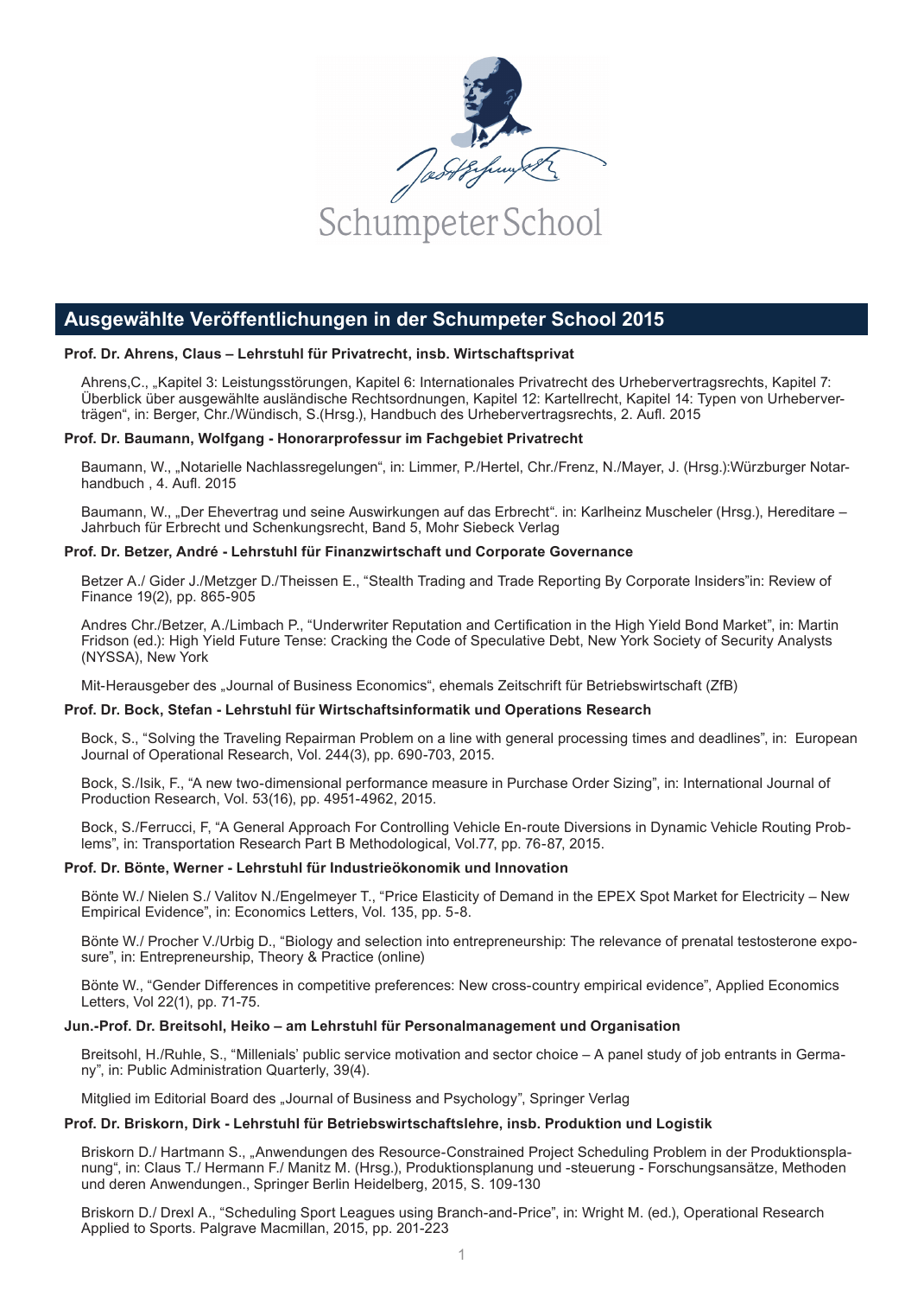Schumpeter School

## Ausgewählte Veröffentlichungen in der Schumpeter School 2015

**Prof. Dr. Ahrens, Claus – Lehrstuhl für Privatrecht, insb. Wirtschaftsprivat**

Ahrens,C., „Kapitel 3: Leistungsstörungen, Kapitel 6: Internationales Privatrecht des Urhebervertragsrechts, Kapitel 7: Überblick über ausgewählte ausländische Rechtsordnungen, Kapitel 12: Kartellrecht, Kapitel 14: Typen von Urheberverträgen“, in: Berger, Chr./Wündisch, S.(Hrsg.), Handbuch des Urhebervertragsrechts, 2. Aufl. 2015

**Prof. Dr. Baumann, Wolfgang - Honorarprofessur im Fachgebiet Privatrecht**

Baumann, W., „Notarielle Nachlassregelungen“, in: Limmer, P./Hertel, Chr./Frenz, N./Mayer, J. (Hrsg.):Würzburger Notarhandbuch , 4. Aufl. 2015

Baumann, W., „Der Ehevertrag und seine Auswirkungen auf das Erbrecht“. in: Karlheinz Muscheler (Hrsg.), Hereditare – Jahrbuch für Erbrecht und Schenkungsrecht, Band 5, Mohr Siebeck Verlag

**Prof. Dr. Betzer, André - Lehrstuhl für Finanzwirtschaft und Corporate Governance**

Betzer A./ Gider J./Metzger D./Theissen E., “Stealth Trading and Trade Reporting By Corporate Insiders”in: Review of Finance 19(2), pp. 865-905

Andres Chr./Betzer, A./Limbach P., “Underwriter Reputation and Certification in the High Yield Bond Market”, in: Martin Fridson (ed.): High Yield Future Tense: Cracking the Code of Speculative Debt, New York Society of Security Analysts (NYSSA), New York

Mit-Herausgeber des „Journal of Business Economics“, ehemals Zeitschrift für Betriebswirtschaft (ZfB)

**Prof. Dr. Bock, Stefan - Lehrstuhl für Wirtschaftsinformatik und Operations Research**

Bock, S., “Solving the Traveling Repairman Problem on a line with general processing times and deadlines”, in: European Journal of Operational Research, Vol. 244(3), pp. 690-703, 2015.

Bock, S./Isik, F., “A new two-dimensional performance measure in Purchase Order Sizing”, in: International Journal of Production Research, Vol. 53(16), pp. 4951-4962, 2015.

Bock, S./Ferrucci, F, “A General Approach For Controlling Vehicle En-route Diversions in Dynamic Vehicle Routing Problems”, in: Transportation Research Part B Methodological, Vol.77, pp. 76-87, 2015.

**Prof. Dr. Bönte, Werner - Lehrstuhl für Industrieökonomik und Innovation**

Bönte W./ Nielen S./ Valitov N./Engelmeyer T., “Price Elasticity of Demand in the EPEX Spot Market for Electricity – New Empirical Evidence”, in: Economics Letters, Vol. 135, pp. 5-8.

Bönte W./ Procher V./Urbig D., “Biology and selection into entrepreneurship: The relevance of prenatal testosterone exposure”, in: Entrepreneurship, Theory & Practice (online)

Bönte W., “Gender Differences in competitive preferences: New cross-country empirical evidence”, Applied Economics Letters, Vol 22(1), pp. 71-75.

**Jun.-Prof. Dr. Breitsohl, Heiko – am Lehrstuhl für Personalmanagement und Organisation**

Breitsohl, H./Ruhle, S., “Millenials’ public service motivation and sector choice – A panel study of job entrants in Germany”, in: Public Administration Quarterly, 39(4).

Mitglied im Editorial Board des „Journal of Business and Psychology“, Springer Verlag

**Prof. Dr. Briskorn, Dirk - Lehrstuhl für Betriebswirtschaftslehre, insb. Produktion und Logistik**

Briskorn D./ Hartmann S., „Anwendungen des Resource-Constrained Project Scheduling Problem in der Produktionsplanung“, in: Claus T./ Hermann F./ Manitz M. (Hrsg.), Produktionsplanung und -steuerung - Forschungsansätze, Methoden und deren Anwendungen., Springer Berlin Heidelberg, 2015, S. 109-130

Briskorn D./ Drexl A., “Scheduling Sport Leagues using Branch-and-Price”, in: Wright M. (ed.), Operational Research Applied to Sports. Palgrave Macmillan, 2015, pp. 201-223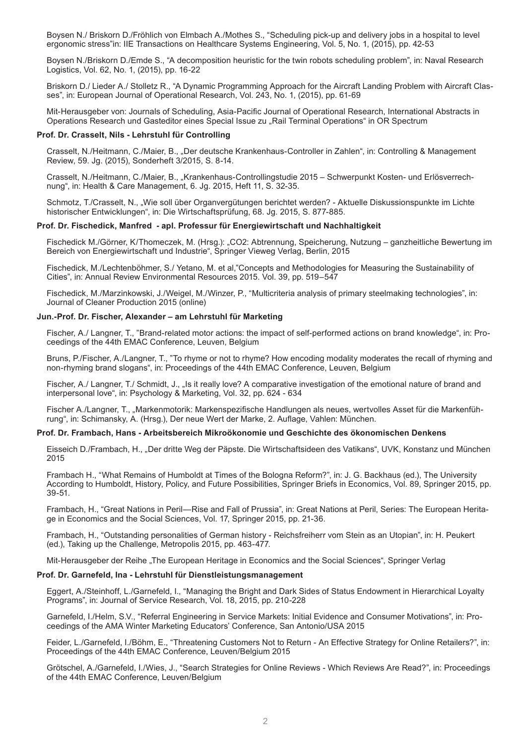Boysen N./ Briskorn D./Fröhlich von Elmbach A./Mothes S., “Scheduling pick-up and delivery jobs in a hospital to level ergonomic stress”in: IIE Transactions on Healthcare Systems Engineering, Vol. 5, No. 1, (2015), pp. 42-53

Boysen N./Briskorn D./Emde S., “A decomposition heuristic for the twin robots scheduling problem”, in: Naval Research Logistics, Vol. 62, No. 1, (2015), pp. 16-22

Briskorn D./ Lieder A./ Stolletz R., “A Dynamic Programming Approach for the Aircraft Landing Problem with Aircraft Classes”, in: European Journal of Operational Research, Vol. 243, No. 1, (2015), pp. 61-69

Mit-Herausgeber von: Journals of Scheduling, Asia-Pacific Journal of Operational Research, International Abstracts in Operations Research und Gasteditor eines Special Issue zu „Rail Terminal Operations“ in OR Spectrum

**Prof. Dr. Crasselt, Nils - Lehrstuhl für Controlling**

Crasselt, N./Heitmann, C./Maier, B., „Der deutsche Krankenhaus-Controller in Zahlen“, in: Controlling & Management Review, 59. Jg. (2015), Sonderheft 3/2015, S. 8-14.

Crasselt, N./Heitmann, C./Maier, B., „Krankenhaus-Controllingstudie 2015 – Schwerpunkt Kosten- und Erlösverrechnung“, in: Health & Care Management, 6. Jg. 2015, Heft 11, S. 32-35.

Schmotz, T./Crasselt, N., „Wie soll über Organvergütungen berichtet werden? - Aktuelle Diskussionspunkte im Lichte historischer Entwicklungen“, in: Die Wirtschaftsprüfung, 68. Jg. 2015, S. 877-885.

**Prof. Dr. Fischedick, Manfred - apl. Professur für Energiewirtschaft und Nachhaltigkeit**

Fischedick M./Görner, K/Thomeczek, M. (Hrsg.): „CO2: Abtrennung, Speicherung, Nutzung – ganzheitliche Bewertung im Bereich von Energiewirtschaft und Industrie“, Springer Vieweg Verlag, Berlin, 2015

Fischedick, M./Lechtenböhmer, S./ Yetano, M. et al,”Concepts and Methodologies for Measuring the Sustainability of Cities”, in: Annual Review Environmental Resources 2015. Vol. 39, pp. 519–547

Fischedick, M./Marzinkowski, J./Weigel, M./Winzer, P., “Multicriteria analysis of primary steelmaking technologies”, in: Journal of Cleaner Production 2015 (online)

**Jun.-Prof. Dr. Fischer, Alexander – am Lehrstuhl für Marketing**

Fischer, A./ Langner, T., ”Brand-related motor actions: the impact of self-performed actions on brand knowledge“, in: Proceedings of the 44th EMAC Conference, Leuven, Belgium

Bruns, P./Fischer, A./Langner, T., ”To rhyme or not to rhyme? How encoding modality moderates the recall of rhyming and non-rhyming brand slogans“, in: Proceedings of the 44th EMAC Conference, Leuven, Belgium

Fischer, A./ Langner, T/ Schmidt, J., „Is it really love? A comparative investigation of the emotional nature of brand and interpersonal love“, in: Psychology & Marketing, Vol. 32, pp. 624 - 634

Fischer A./Langner, T., „Markenmotorik: Markenspezifische Handlungen als neues, wertvolles Asset für die Markenführung“, in: Schimansky, A. (Hrsg.), Der neue Wert der Marke, 2. Auflage, Vahlen: München.

**Prof. Dr. Frambach, Hans - Arbeitsbereich Mikroökonomie und Geschichte des ökonomischen Denkens**

Eisseich D./Frambach, H., „Der dritte Weg der Päpste. Die Wirtschaftsideen des Vatikans“, UVK, Konstanz und München 2015

Frambach H., “What Remains of Humboldt at Times of the Bologna Reform?”, in: J. G. Backhaus (ed.), The University According to Humboldt, History, Policy, and Future Possibilities, Springer Briefs in Economics, Vol. 89, Springer 2015, pp. 39-51.

Frambach, H., “Great Nations in Peril—Rise and Fall of Prussia”, in: Great Nations at Peril, Series: The European Heritage in Economics and the Social Sciences, Vol. 17, Springer 2015, pp. 21-36.

Frambach, H., “Outstanding personalities of German history - Reichsfreiherr vom Stein as an Utopian”, in: H. Peukert (ed.), Taking up the Challenge, Metropolis 2015, pp. 463-477.

Mit-Herausgeber der Reihe „The European Heritage in Economics and the Social Sciences“, Springer Verlag

**Prof. Dr. Garnefeld, Ina - Lehrstuhl für Dienstleistungsmanagement**

Eggert, A./Steinhoff, L./Garnefeld, I., “Managing the Bright and Dark Sides of Status Endowment in Hierarchical Loyalty Programs”, in: Journal of Service Research, Vol. 18, 2015, pp. 210-228

Garnefeld, I./Helm, S.V., “Referral Engineering in Service Markets: Initial Evidence and Consumer Motivations”, in: Proceedings of the AMA Winter Marketing Educators’ Conference, San Antonio/USA 2015

Feider, L./Garnefeld, I./Böhm, E., “Threatening Customers Not to Return - An Effective Strategy for Online Retailers?”, in: Proceedings of the 44th EMAC Conference, Leuven/Belgium 2015

Grötschel, A./Garnefeld, I./Wies, J., “Search Strategies for Online Reviews - Which Reviews Are Read?”, in: Proceedings of the 44th EMAC Conference, Leuven/Belgium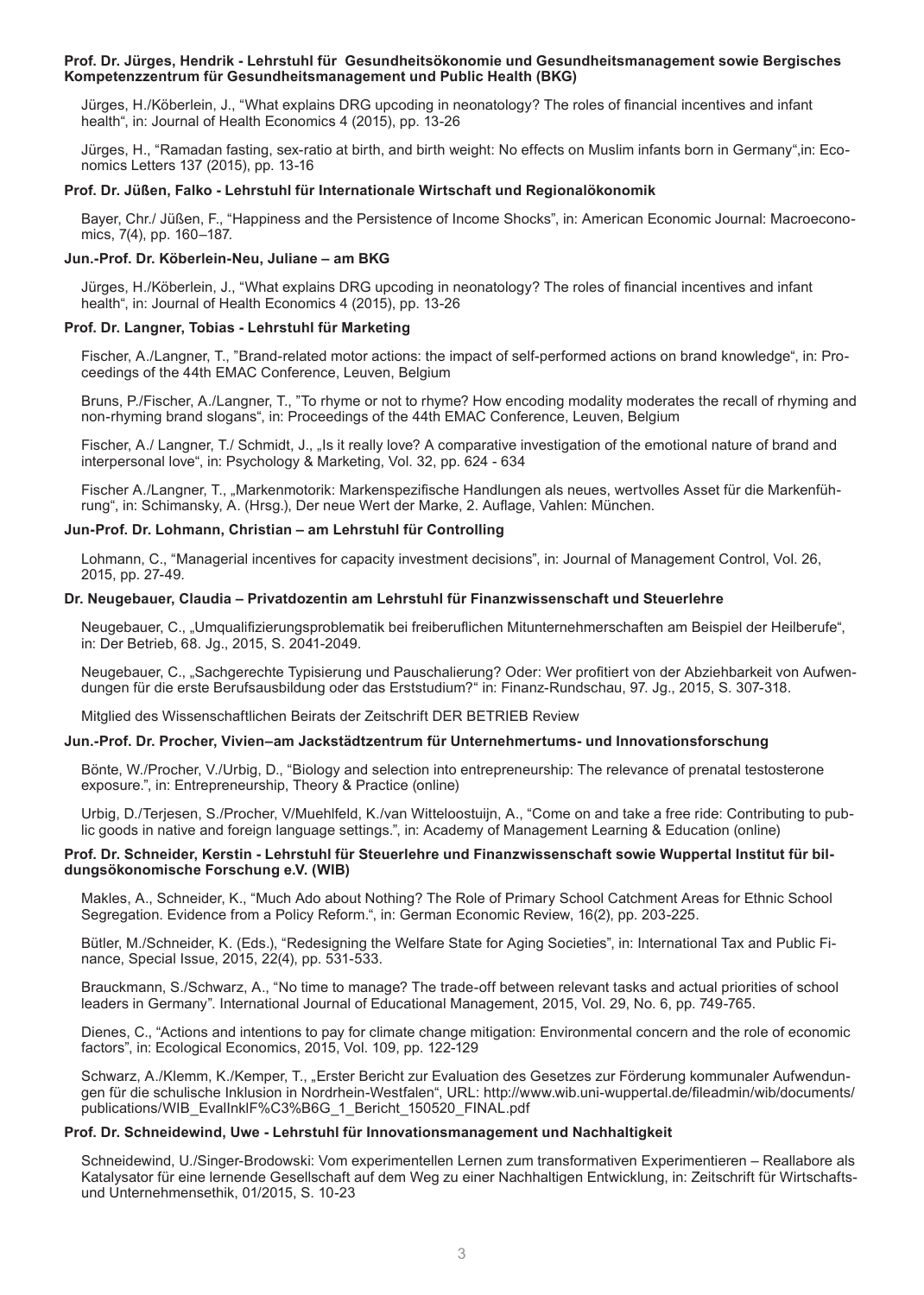**Prof. Dr. Jürges, Hendrik - Lehrstuhl für Gesundheitsökonomie und Gesundheitsmanagement sowie Bergisches Kompetenzzentrum für Gesundheitsmanagement und Public Health (BKG)**

Jürges, H./Köberlein, J., "What explains DRG upcoding in neonatology? The roles of financial incentives and infant health", in: Journal of Health Economics 4 (2015), pp. 13-26

Jürges, H., "Ramadan fasting, sex-ratio at birth, and birth weight: No effects on Muslim infants born in Germany",in: Economics Letters 137 (2015), pp. 13-16

**Prof. Dr. Jüßen, Falko - Lehrstuhl für Internationale Wirtschaft und Regionalökonomik**

Bayer, Chr./ Jüßen, F., "Happiness and the Persistence of Income Shocks", in: American Economic Journal: Macroeconomics, 7(4), pp. 160–187.

**Jun.-Prof. Dr. Köberlein-Neu, Juliane – am BKG**

Jürges, H./Köberlein, J., "What explains DRG upcoding in neonatology? The roles of financial incentives and infant health", in: Journal of Health Economics 4 (2015), pp. 13-26

**Prof. Dr. Langner, Tobias - Lehrstuhl für Marketing**

Fischer, A./Langner, T., "Brand-related motor actions: the impact of self-performed actions on brand knowledge", in: Proceedings of the 44th EMAC Conference, Leuven, Belgium

Bruns, P./Fischer, A./Langner, T., "To rhyme or not to rhyme? How encoding modality moderates the recall of rhyming and non-rhyming brand slogans", in: Proceedings of the 44th EMAC Conference, Leuven, Belgium

Fischer, A./ Langner, T./ Schmidt, J., „Is it really love? A comparative investigation of the emotional nature of brand and interpersonal love", in: Psychology & Marketing, Vol. 32, pp. 624 - 634

Fischer A./Langner, T., „Markenmotorik: Markenspezifische Handlungen als neues, wertvolles Asset für die Markenführung", in: Schimansky, A. (Hrsg.), Der neue Wert der Marke, 2. Auflage, Vahlen: München.

**Jun-Prof. Dr. Lohmann, Christian – am Lehrstuhl für Controlling**

Lohmann, C., "Managerial incentives for capacity investment decisions", in: Journal of Management Control, Vol. 26, 2015, pp. 27-49.

**Dr. Neugebauer, Claudia – Privatdozentin am Lehrstuhl für Finanzwissenschaft und Steuerlehre**

Neugebauer, C., „Umqualifizierungsproblematik bei freiberuflichen Mitunternehmerschaften am Beispiel der Heilberufe", in: Der Betrieb, 68. Jg., 2015, S. 2041-2049.

Neugebauer, C., „Sachgerechte Typisierung und Pauschalierung? Oder: Wer profitiert von der Abziehbarkeit von Aufwendungen für die erste Berufsausbildung oder das Erststudium?" in: Finanz-Rundschau, 97. Jg., 2015, S. 307-318.

Mitglied des Wissenschaftlichen Beirats der Zeitschrift DER BETRIEB Review

**Jun.-Prof. Dr. Procher, Vivien–am Jackstädtzentrum für Unternehmertums- und Innovationsforschung**

Bönte, W./Procher, V./Urbig, D., "Biology and selection into entrepreneurship: The relevance of prenatal testosterone exposure.", in: Entrepreneurship, Theory & Practice (online)

Urbig, D./Terjesen, S./Procher, V/Muehlfeld, K./van Witteloostuijn, A., "Come on and take a free ride: Contributing to public goods in native and foreign language settings.", in: Academy of Management Learning & Education (online)

**Prof. Dr. Schneider, Kerstin - Lehrstuhl für Steuerlehre und Finanzwissenschaft sowie Wuppertal Institut für bildungsökonomische Forschung e.V. (WIB)**

Makles, A., Schneider, K., "Much Ado about Nothing? The Role of Primary School Catchment Areas for Ethnic School Segregation. Evidence from a Policy Reform.", in: German Economic Review, 16(2), pp. 203-225.

Bütler, M./Schneider, K. (Eds.), "Redesigning the Welfare State for Aging Societies", in: International Tax and Public Finance, Special Issue, 2015, 22(4), pp. 531-533.

Brauckmann, S./Schwarz, A., "No time to manage? The trade-off between relevant tasks and actual priorities of school leaders in Germany". International Journal of Educational Management, 2015, Vol. 29, No. 6, pp. 749-765.

Dienes, C., "Actions and intentions to pay for climate change mitigation: Environmental concern and the role of economic factors", in: Ecological Economics, 2015, Vol. 109, pp. 122-129

Schwarz, A./Klemm, K./Kemper, T., „Erster Bericht zur Evaluation des Gesetzes zur Förderung kommunaler Aufwendungen für die schulische Inklusion in Nordrhein-Westfalen", URL: http://www.wib.uni-wuppertal.de/fileadmin/wib/documents/publications/WIB_EvalInklF%C3%B6G_1_Bericht_150520_FINAL.pdf

**Prof. Dr. Schneidewind, Uwe - Lehrstuhl für Innovationsmanagement und Nachhaltigkeit**

Schneidewind, U./Singer-Brodowski: Vom experimentellen Lernen zum transformativen Experimentieren – Reallabore als Katalysator für eine lernende Gesellschaft auf dem Weg zu einer Nachhaltigen Entwicklung, in: Zeitschrift für Wirtschafts- und Unternehmensethik, 01/2015, S. 10-23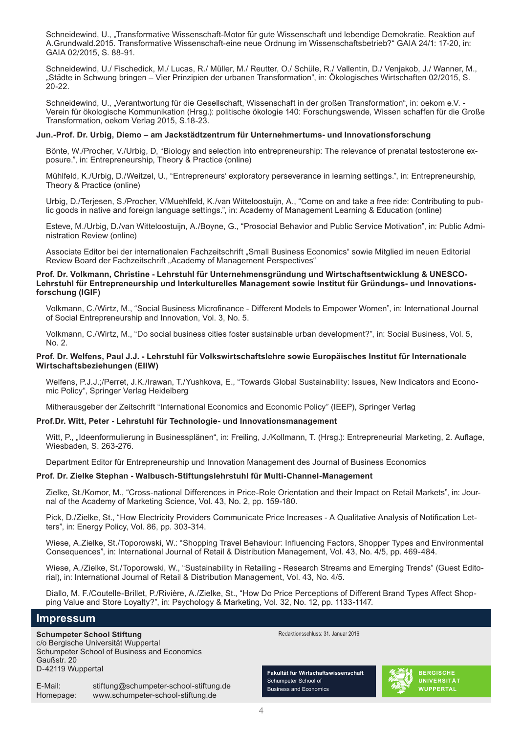Schneidewind, U., „Transformative Wissenschaft-Motor für gute Wissenschaft und lebendige Demokratie. Reaktion auf A.Grundwald.2015. Transformative Wissenschaft-eine neue Ordnung im Wissenschaftsbetrieb?“ GAIA 24/1: 17-20, in: GAIA 02/2015, S. 88-91.

Schneidewind, U./ Fischedick, M./ Lucas, R./ Müller, M./ Reutter, O./ Schüle, R./ Vallentin, D./ Venjakob, J./ Wanner, M., „Städte in Schwung bringen – Vier Prinzipien der urbanen Transformation“, in: Ökologisches Wirtschaften 02/2015, S. 20-22.

Schneidewind, U., „Verantwortung für die Gesellschaft, Wissenschaft in der großen Transformation“, in: oekom e.V. - Verein für ökologische Kommunikation (Hrsg.): politische ökologie 140: Forschungswende, Wissen schaffen für die Große Transformation, oekom Verlag 2015, S.18-23.

**Jun.-Prof. Dr. Urbig, Diemo – am Jackstädtzentrum für Unternehmertums- und Innovationsforschung**

Bönte, W./Procher, V./Urbig, D, “Biology and selection into entrepreneurship: The relevance of prenatal testosterone exposure.”, in: Entrepreneurship, Theory & Practice (online)

Mühlfeld, K./Urbig, D./Weitzel, U., “Entrepreneurs‘ exploratory perseverance in learning settings.”, in: Entrepreneurship, Theory & Practice (online)

Urbig, D./Terjesen, S./Procher, V/Muehlfeld, K./van Witteloostuijn, A., “Come on and take a free ride: Contributing to public goods in native and foreign language settings.”, in: Academy of Management Learning & Education (online)

Esteve, M./Urbig, D./van Witteloostuijn, A./Boyne, G., “Prosocial Behavior and Public Service Motivation”, in: Public Administration Review (online)

Associate Editor bei der internationalen Fachzeitschrift „Small Business Economics“ sowie Mitglied im neuen Editorial Review Board der Fachzeitschrift „Academy of Management Perspectives“

**Prof. Dr. Volkmann, Christine - Lehrstuhl für Unternehmensgründung und Wirtschaftsentwicklung & UNESCO-Lehrstuhl für Entrepreneurship und Interkulturelles Management sowie Institut für Gründungs- und Innovationsforschung (IGIF)**

Volkmann, C./Wirtz, M., “Social Business Microfinance - Different Models to Empower Women”, in: International Journal of Social Entrepreneurship and Innovation, Vol. 3, No. 5.

Volkmann, C./Wirtz, M., “Do social business cities foster sustainable urban development?”, in: Social Business, Vol. 5, No. 2.

**Prof. Dr. Welfens, Paul J.J. - Lehrstuhl für Volkswirtschaftslehre sowie Europäisches Institut für Internationale Wirtschaftsbeziehungen (EIIW)**

Welfens, P.J.J.;/Perret, J.K./Irawan, T./Yushkova, E., “Towards Global Sustainability: Issues, New Indicators and Economic Policy“, Springer Verlag Heidelberg

Mitherausgeber der Zeitschrift “International Economics and Economic Policy” (IEEP), Springer Verlag

**Prof.Dr. Witt, Peter - Lehrstuhl für Technologie- und Innovationsmanagement**

Witt, P., „Ideenformulierung in Businessplänen“, in: Freiling, J./Kollmann, T. (Hrsg.): Entrepreneurial Marketing, 2. Auflage, Wiesbaden, S. 263-276.

Department Editor für Entrepreneurship und Innovation Management des Journal of Business Economics

**Prof. Dr. Zielke Stephan - Walbusch-Stiftungslehrstuhl für Multi-Channel-Management**

Zielke, St./Komor, M., “Cross-national Differences in Price-Role Orientation and their Impact on Retail Markets”, in: Journal of the Academy of Marketing Science, Vol. 43, No. 2, pp. 159-180.

Pick, D./Zielke, St., “How Electricity Providers Communicate Price Increases - A Qualitative Analysis of Notification Letters”, in: Energy Policy, Vol. 86, pp. 303-314.

Wiese, A.Zielke, St./Toporowski, W.: “Shopping Travel Behaviour: Influencing Factors, Shopper Types and Environmental Consequences”, in: International Journal of Retail & Distribution Management, Vol. 43, No. 4/5, pp. 469-484.

Wiese, A./Zielke, St./Toporowski, W., “Sustainability in Retailing - Research Streams and Emerging Trends” (Guest Editorial), in: International Journal of Retail & Distribution Management, Vol. 43, No. 4/5.

Diallo, M. F./Coutelle-Brillet, P./Rivière, A./Zielke, St., “How Do Price Perceptions of Different Brand Types Affect Shopping Value and Store Loyalty?”, in: Psychology & Marketing, Vol. 32, No. 12, pp. 1133-1147.

## Impressum

**Schumpeter School Stiftung**
c/o Bergische Universität Wuppertal
Schumpeter School of Business and Economics
Gaußstr. 20
D-42119 Wuppertal

E-Mail: stiftung@schumpeter-school-stiftung.de
Homepage: www.schumpeter-school-stiftung.de

Redaktionsschluss: 31. Januar 2016

**Fakultät für Wirtschaftswissenschaft**
Schumpeter School of Business and Economics

BERGISCHE UNIVERSITÄT WUPPERTAL